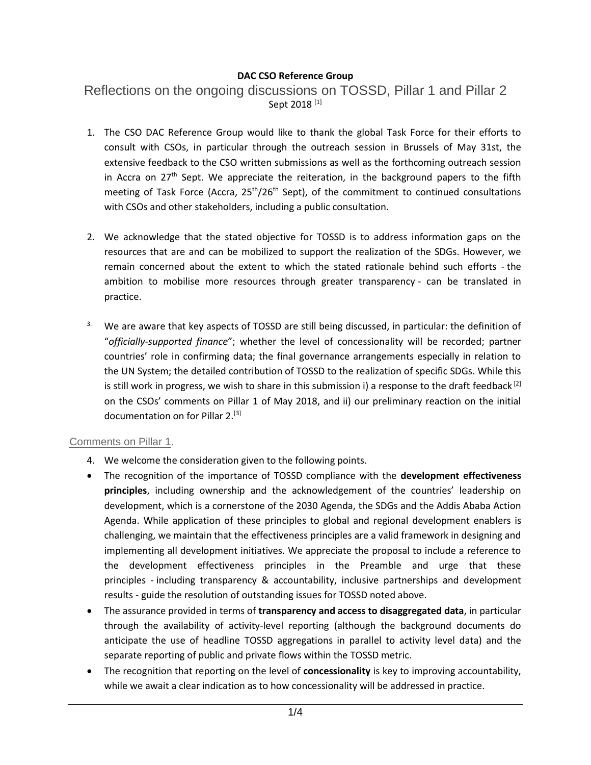**DAC CSO Reference Group**

# Reflections on the ongoing discussions on TOSSD, Pillar 1 and Pillar 2

Sept 2018 [1]

1. The CSO DAC Reference Group would like to thank the global Task Force for their efforts to consult with CSOs, in particular through the outreach session in Brussels of May 31st, the extensive feedback to the CSO written submissions as well as the forthcoming outreach session in Accra on 27th Sept. We appreciate the reiteration, in the background papers to the fifth meeting of Task Force (Accra, 25th/26th Sept), of the commitment to continued consultations with CSOs and other stakeholders, including a public consultation.

2. We acknowledge that the stated objective for TOSSD is to address information gaps on the resources that are and can be mobilized to support the realization of the SDGs. However, we remain concerned about the extent to which the stated rationale behind such efforts - the ambition to mobilise more resources through greater transparency - can be translated in practice.

3. We are aware that key aspects of TOSSD are still being discussed, in particular: the definition of "*officially-supported finance*"; whether the level of concessionality will be recorded; partner countries' role in confirming data; the final governance arrangements especially in relation to the UN System; the detailed contribution of TOSSD to the realization of specific SDGs. While this is still work in progress, we wish to share in this submission i) a response to the draft feedback [2] on the CSOs' comments on Pillar 1 of May 2018, and ii) our preliminary reaction on the initial documentation on for Pillar 2.[3]

## Comments on Pillar 1.

4. We welcome the consideration given to the following points.

- The recognition of the importance of TOSSD compliance with the **development effectiveness principles**, including ownership and the acknowledgement of the countries' leadership on development, which is a cornerstone of the 2030 Agenda, the SDGs and the Addis Ababa Action Agenda. While application of these principles to global and regional development enablers is challenging, we maintain that the effectiveness principles are a valid framework in designing and implementing all development initiatives. We appreciate the proposal to include a reference to the development effectiveness principles in the Preamble and urge that these principles - including transparency & accountability, inclusive partnerships and development results - guide the resolution of outstanding issues for TOSSD noted above.
- The assurance provided in terms of **transparency and access to disaggregated data**, in particular through the availability of activity-level reporting (although the background documents do anticipate the use of headline TOSSD aggregations in parallel to activity level data) and the separate reporting of public and private flows within the TOSSD metric.
- The recognition that reporting on the level of **concessionality** is key to improving accountability, while we await a clear indication as to how concessionality will be addressed in practice.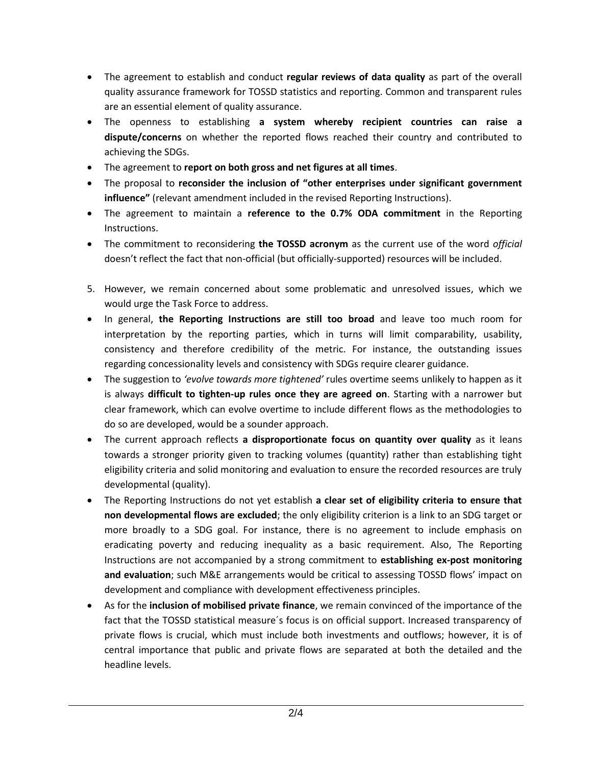- The agreement to establish and conduct **regular reviews of data quality** as part of the overall quality assurance framework for TOSSD statistics and reporting. Common and transparent rules are an essential element of quality assurance.
- The openness to establishing **a system whereby recipient countries can raise a dispute/concerns** on whether the reported flows reached their country and contributed to achieving the SDGs.
- The agreement to **report on both gross and net figures at all times**.
- The proposal to **reconsider the inclusion of "other enterprises under significant government influence"** (relevant amendment included in the revised Reporting Instructions).
- The agreement to maintain a **reference to the 0.7% ODA commitment** in the Reporting Instructions.
- The commitment to reconsidering **the TOSSD acronym** as the current use of the word *official* doesn't reflect the fact that non-official (but officially-supported) resources will be included.

5. However, we remain concerned about some problematic and unresolved issues, which we would urge the Task Force to address.

- In general, **the Reporting Instructions are still too broad** and leave too much room for interpretation by the reporting parties, which in turns will limit comparability, usability, consistency and therefore credibility of the metric. For instance, the outstanding issues regarding concessionality levels and consistency with SDGs require clearer guidance.
- The suggestion to *'evolve towards more tightened'* rules overtime seems unlikely to happen as it is always **difficult to tighten-up rules once they are agreed on**. Starting with a narrower but clear framework, which can evolve overtime to include different flows as the methodologies to do so are developed, would be a sounder approach.
- The current approach reflects **a disproportionate focus on quantity over quality** as it leans towards a stronger priority given to tracking volumes (quantity) rather than establishing tight eligibility criteria and solid monitoring and evaluation to ensure the recorded resources are truly developmental (quality).
- The Reporting Instructions do not yet establish **a clear set of eligibility criteria to ensure that non developmental flows are excluded**; the only eligibility criterion is a link to an SDG target or more broadly to a SDG goal. For instance, there is no agreement to include emphasis on eradicating poverty and reducing inequality as a basic requirement. Also, The Reporting Instructions are not accompanied by a strong commitment to **establishing ex-post monitoring and evaluation**; such M&E arrangements would be critical to assessing TOSSD flows' impact on development and compliance with development effectiveness principles.
- As for the **inclusion of mobilised private finance**, we remain convinced of the importance of the fact that the TOSSD statistical measure´s focus is on official support. Increased transparency of private flows is crucial, which must include both investments and outflows; however, it is of central importance that public and private flows are separated at both the detailed and the headline levels.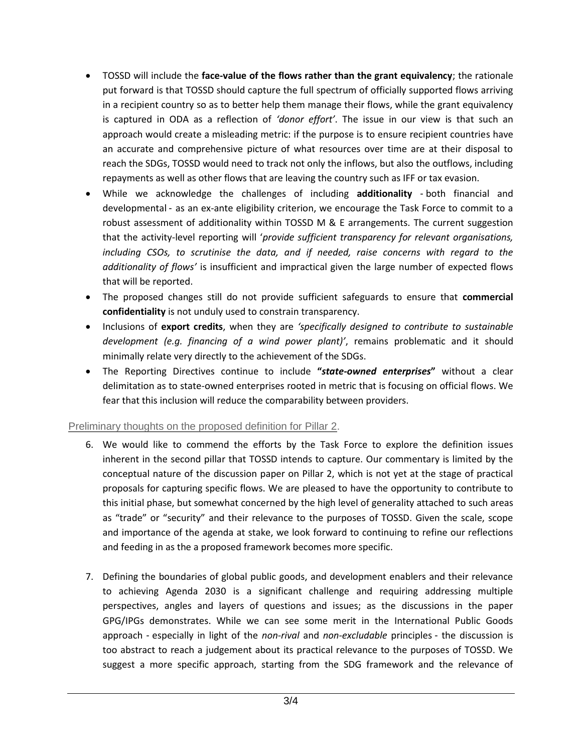- TOSSD will include the **face-value of the flows rather than the grant equivalency**; the rationale put forward is that TOSSD should capture the full spectrum of officially supported flows arriving in a recipient country so as to better help them manage their flows, while the grant equivalency is captured in ODA as a reflection of *'donor effort'*. The issue in our view is that such an approach would create a misleading metric: if the purpose is to ensure recipient countries have an accurate and comprehensive picture of what resources over time are at their disposal to reach the SDGs, TOSSD would need to track not only the inflows, but also the outflows, including repayments as well as other flows that are leaving the country such as IFF or tax evasion.
- While we acknowledge the challenges of including **additionality** - both financial and developmental - as an ex-ante eligibility criterion, we encourage the Task Force to commit to a robust assessment of additionality within TOSSD M & E arrangements. The current suggestion that the activity-level reporting will '*provide sufficient transparency for relevant organisations, including CSOs, to scrutinise the data, and if needed, raise concerns with regard to the additionality of flows'* is insufficient and impractical given the large number of expected flows that will be reported.
- The proposed changes still do not provide sufficient safeguards to ensure that **commercial confidentiality** is not unduly used to constrain transparency.
- Inclusions of **export credits**, when they are *'specifically designed to contribute to sustainable development (e.g. financing of a wind power plant)'*, remains problematic and it should minimally relate very directly to the achievement of the SDGs.
- The Reporting Directives continue to include **"*state-owned enterprises*"** without a clear delimitation as to state-owned enterprises rooted in metric that is focusing on official flows. We fear that this inclusion will reduce the comparability between providers.

## Preliminary thoughts on the proposed definition for Pillar 2.

6. We would like to commend the efforts by the Task Force to explore the definition issues inherent in the second pillar that TOSSD intends to capture. Our commentary is limited by the conceptual nature of the discussion paper on Pillar 2, which is not yet at the stage of practical proposals for capturing specific flows. We are pleased to have the opportunity to contribute to this initial phase, but somewhat concerned by the high level of generality attached to such areas as "trade" or "security" and their relevance to the purposes of TOSSD. Given the scale, scope and importance of the agenda at stake, we look forward to continuing to refine our reflections and feeding in as the a proposed framework becomes more specific.

7. Defining the boundaries of global public goods, and development enablers and their relevance to achieving Agenda 2030 is a significant challenge and requiring addressing multiple perspectives, angles and layers of questions and issues; as the discussions in the paper GPG/IPGs demonstrates. While we can see some merit in the International Public Goods approach - especially in light of the *non-rival* and *non-excludable* principles - the discussion is too abstract to reach a judgement about its practical relevance to the purposes of TOSSD. We suggest a more specific approach, starting from the SDG framework and the relevance of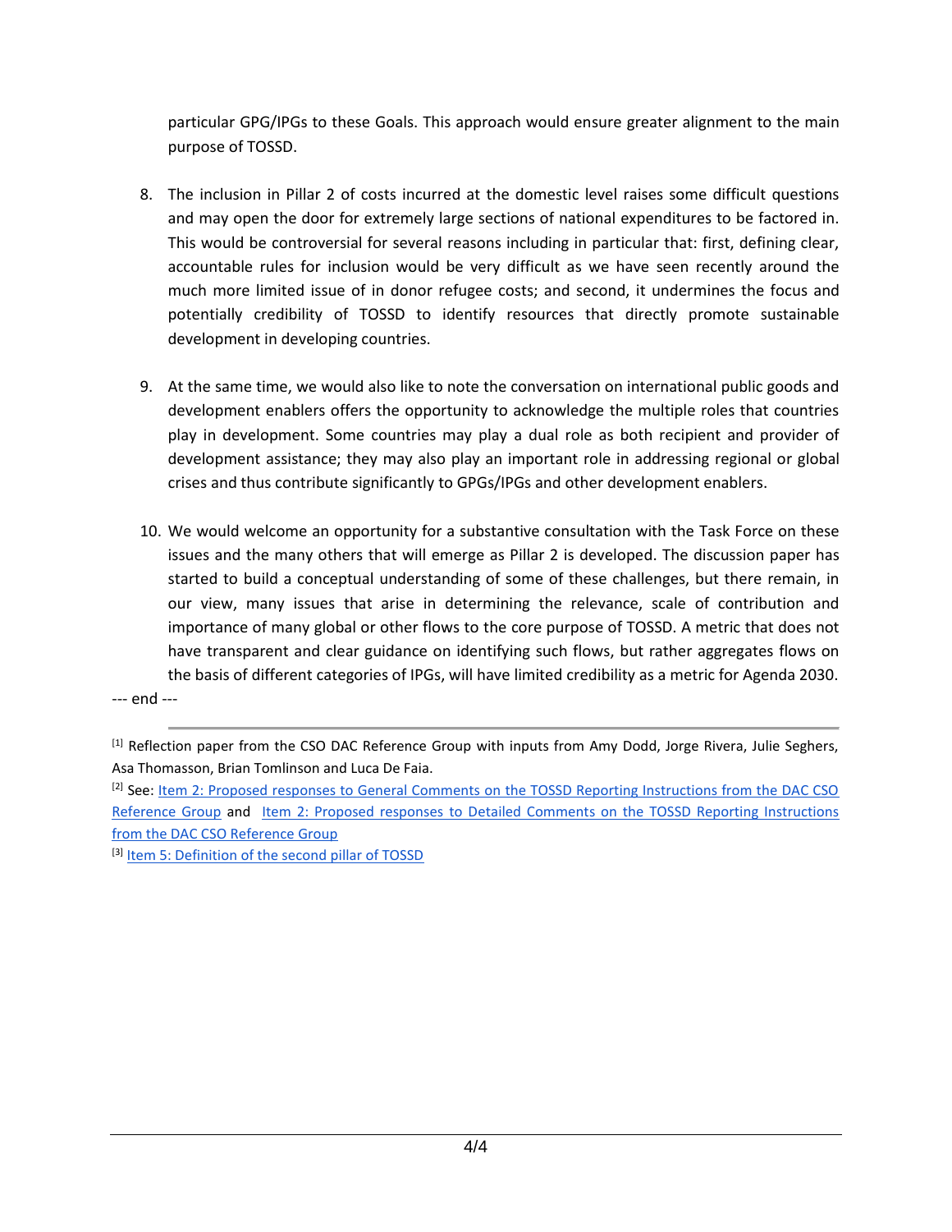particular GPG/IPGs to these Goals. This approach would ensure greater alignment to the main purpose of TOSSD.

8. The inclusion in Pillar 2 of costs incurred at the domestic level raises some difficult questions and may open the door for extremely large sections of national expenditures to be factored in. This would be controversial for several reasons including in particular that: first, defining clear, accountable rules for inclusion would be very difficult as we have seen recently around the much more limited issue of in donor refugee costs; and second, it undermines the focus and potentially credibility of TOSSD to identify resources that directly promote sustainable development in developing countries.

9. At the same time, we would also like to note the conversation on international public goods and development enablers offers the opportunity to acknowledge the multiple roles that countries play in development. Some countries may play a dual role as both recipient and provider of development assistance; they may also play an important role in addressing regional or global crises and thus contribute significantly to GPGs/IPGs and other development enablers.

10. We would welcome an opportunity for a substantive consultation with the Task Force on these issues and the many others that will emerge as Pillar 2 is developed. The discussion paper has started to build a conceptual understanding of some of these challenges, but there remain, in our view, many issues that arise in determining the relevance, scale of contribution and importance of many global or other flows to the core purpose of TOSSD. A metric that does not have transparent and clear guidance on identifying such flows, but rather aggregates flows on the basis of different categories of IPGs, will have limited credibility as a metric for Agenda 2030.

--- end ---

---

[1] Reflection paper from the CSO DAC Reference Group with inputs from Amy Dodd, Jorge Rivera, Julie Seghers, Asa Thomasson, Brian Tomlinson and Luca De Faia.

[2] See: Item 2: Proposed responses to General Comments on the TOSSD Reporting Instructions from the DAC CSO Reference Group and Item 2: Proposed responses to Detailed Comments on the TOSSD Reporting Instructions from the DAC CSO Reference Group

[3] Item 5: Definition of the second pillar of TOSSD